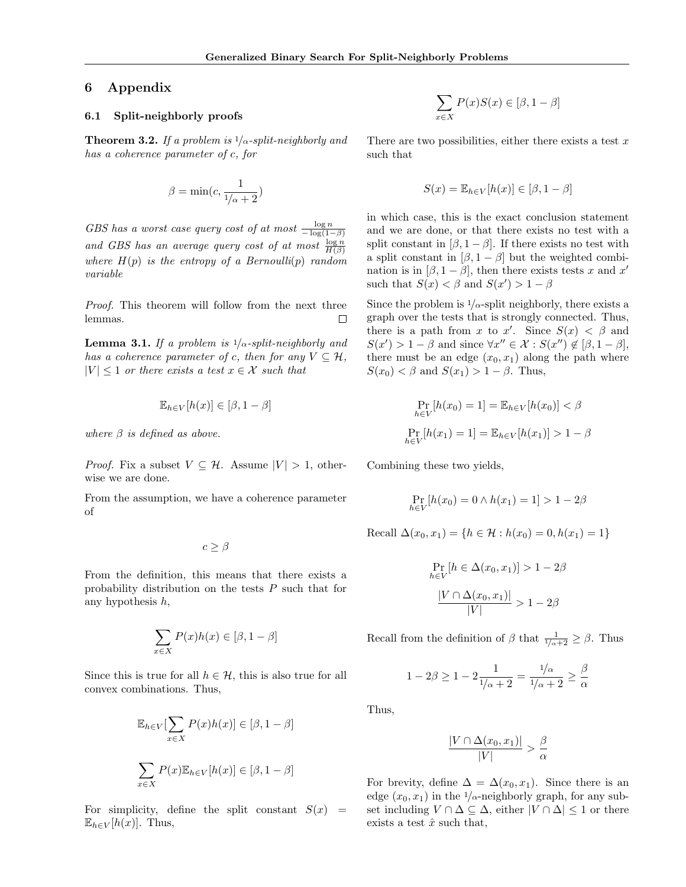## 6 Appendix

### 6.1 Split-neighborly proofs

**Theorem 3.2.** *If a problem is $1/\alpha$-split-neighborly and has a coherence parameter of $c$, for*

$$\beta = \min(c, \frac{1}{1/\alpha + 2})$$

*GBS has a worst case query cost of at most $\frac{\log n}{-\log(1-\beta)}$ and GBS has an average query cost of at most $\frac{\log n}{H(\beta)}$ where $H(p)$ is the entropy of a Bernoulli($p$) random variable*

*Proof.* This theorem will follow from the next three lemmas. □

**Lemma 3.1.** *If a problem is $1/\alpha$-split-neighborly and has a coherence parameter of $c$, then for any $V \subseteq \mathcal{H}$, $|V| \leq 1$ or there exists a test $x \in \mathcal{X}$ such that*

$$\mathbb{E}_{h \in V}[h(x)] \in [\beta, 1-\beta]$$

*where $\beta$ is defined as above.*

*Proof.* Fix a subset $V \subseteq \mathcal{H}$. Assume $|V| > 1$, otherwise we are done.

From the assumption, we have a coherence parameter of

$$c \geq \beta$$

From the definition, this means that there exists a probability distribution on the tests $P$ such that for any hypothesis $h$,

$$\sum_{x \in X} P(x)h(x) \in [\beta, 1-\beta]$$

Since this is true for all $h \in \mathcal{H}$, this is also true for all convex combinations. Thus,

$$\mathbb{E}_{h \in V}[\sum_{x \in X} P(x)h(x)] \in [\beta, 1-\beta]$$

$$\sum_{x \in X} P(x)\mathbb{E}_{h \in V}[h(x)] \in [\beta, 1-\beta]$$

For simplicity, define the split constant $S(x) = \mathbb{E}_{h \in V}[h(x)]$. Thus,

$$\sum_{x \in X} P(x)S(x) \in [\beta, 1-\beta]$$

There are two possibilities, either there exists a test $x$ such that

$$S(x) = \mathbb{E}_{h \in V}[h(x)] \in [\beta, 1-\beta]$$

in which case, this is the exact conclusion statement and we are done, or that there exists no test with a split constant in $[\beta, 1-\beta]$. If there exists no test with a split constant in $[\beta, 1-\beta]$ but the weighted combination is in $[\beta, 1-\beta]$, then there exists tests $x$ and $x'$ such that $S(x) < \beta$ and $S(x') > 1-\beta$

Since the problem is $1/\alpha$-split neighborly, there exists a graph over the tests that is strongly connected. Thus, there is a path from $x$ to $x'$. Since $S(x) < \beta$ and $S(x') > 1-\beta$ and since $\forall x'' \in \mathcal{X} : S(x'') \notin [\beta, 1-\beta]$, there must be an edge $(x_0, x_1)$ along the path where $S(x_0) < \beta$ and $S(x_1) > 1-\beta$. Thus,

$$\Pr_{h \in V}[h(x_0) = 1] = \mathbb{E}_{h \in V}[h(x_0)] < \beta$$

$$\Pr_{h \in V}[h(x_1) = 1] = \mathbb{E}_{h \in V}[h(x_1)] > 1-\beta$$

Combining these two yields,

$$\Pr_{h \in V}[h(x_0) = 0 \wedge h(x_1) = 1] > 1 - 2\beta$$

Recall $\Delta(x_0, x_1) = \{h \in \mathcal{H} : h(x_0) = 0, h(x_1) = 1\}$

$$\Pr_{h \in V}[h \in \Delta(x_0, x_1)] > 1 - 2\beta$$

$$\frac{|V \cap \Delta(x_0, x_1)|}{|V|} > 1 - 2\beta$$

Recall from the definition of $\beta$ that $\frac{1}{1/\alpha + 2} \geq \beta$. Thus

$$1 - 2\beta \geq 1 - 2\frac{1}{1/\alpha + 2} = \frac{1/\alpha}{1/\alpha + 2} \geq \frac{\beta}{\alpha}$$

Thus,

$$\frac{|V \cap \Delta(x_0, x_1)|}{|V|} > \frac{\beta}{\alpha}$$

For brevity, define $\Delta = \Delta(x_0, x_1)$. Since there is an edge $(x_0, x_1)$ in the $1/\alpha$-neighborly graph, for any subset including $V \cap \Delta \subseteq \Delta$, either $|V \cap \Delta| \leq 1$ or there exists a test $\hat{x}$ such that,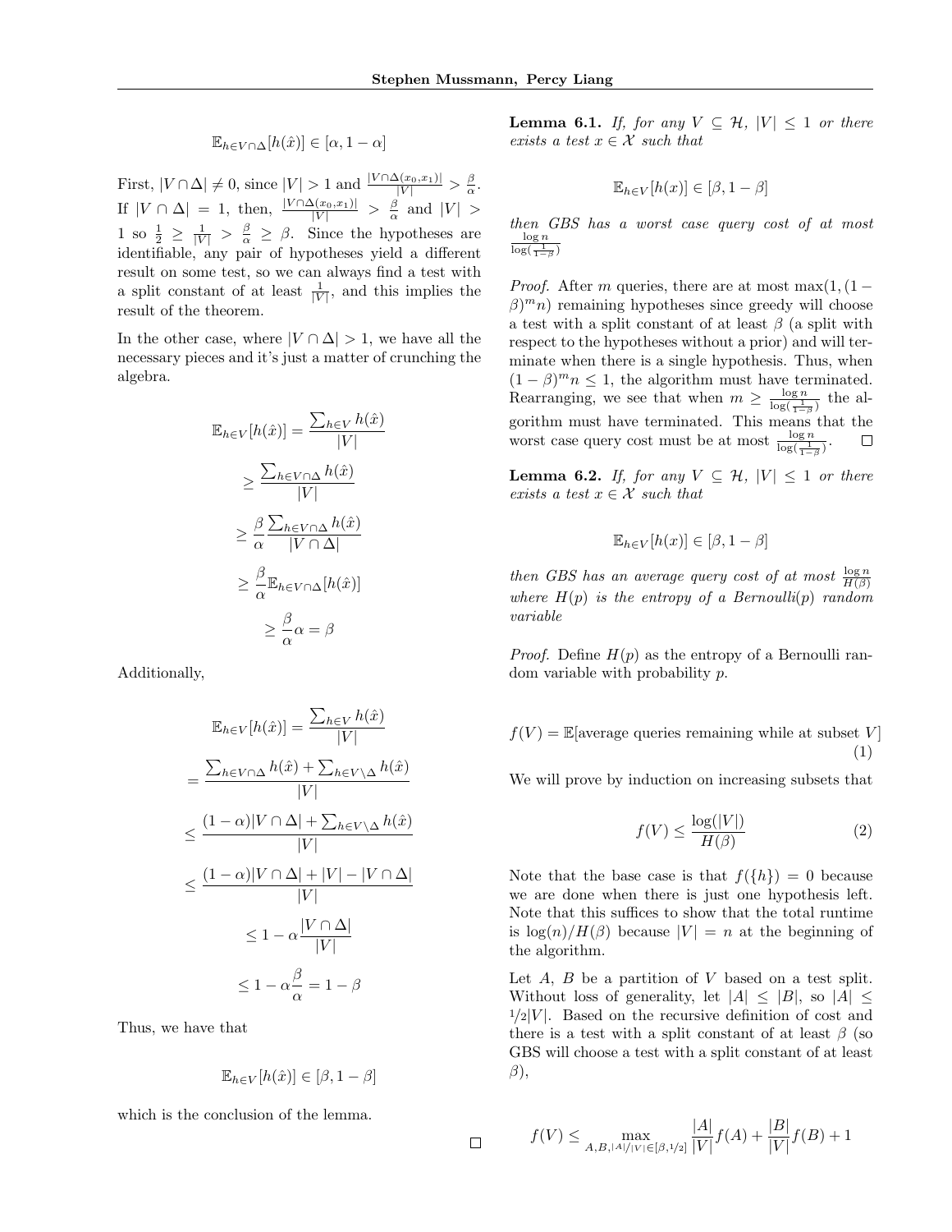$$\mathbb{E}_{h \in V \cap \Delta}[h(\hat{x})] \in [\alpha, 1-\alpha]$$

First, $|V \cap \Delta| \neq 0$, since $|V| > 1$ and $\frac{|V \cap \Delta(x_0, x_1)|}{|V|} > \frac{\beta}{\alpha}$. If $|V \cap \Delta| = 1$, then, $\frac{|V \cap \Delta(x_0, x_1)|}{|V|} > \frac{\beta}{\alpha}$ and $|V| > 1$ so $\frac{1}{2} \geq \frac{1}{|V|} > \frac{\beta}{\alpha} \geq \beta$. Since the hypotheses are identifiable, any pair of hypotheses yield a different result on some test, so we can always find a test with a split constant of at least $\frac{1}{|V|}$, and this implies the result of the theorem.

In the other case, where $|V \cap \Delta| > 1$, we have all the necessary pieces and it's just a matter of crunching the algebra.

$$\mathbb{E}_{h \in V}[h(\hat{x})] = \frac{\sum_{h \in V} h(\hat{x})}{|V|}$$

$$\geq \frac{\sum_{h \in V \cap \Delta} h(\hat{x})}{|V|}$$

$$\geq \frac{\beta}{\alpha} \frac{\sum_{h \in V \cap \Delta} h(\hat{x})}{|V \cap \Delta|}$$

$$\geq \frac{\beta}{\alpha} \mathbb{E}_{h \in V \cap \Delta}[h(\hat{x})]$$

$$\geq \frac{\beta}{\alpha} \alpha = \beta$$

Additionally,

$$\mathbb{E}_{h \in V}[h(\hat{x})] = \frac{\sum_{h \in V} h(\hat{x})}{|V|}$$

$$= \frac{\sum_{h \in V \cap \Delta} h(\hat{x}) + \sum_{h \in V \setminus \Delta} h(\hat{x})}{|V|}$$

$$\leq \frac{(1-\alpha)|V \cap \Delta| + \sum_{h \in V \setminus \Delta} h(\hat{x})}{|V|}$$

$$\leq \frac{(1-\alpha)|V \cap \Delta| + |V| - |V \cap \Delta|}{|V|}$$

$$\leq 1 - \alpha \frac{|V \cap \Delta|}{|V|}$$

$$\leq 1 - \alpha \frac{\beta}{\alpha} = 1 - \beta$$

Thus, we have that

$$\mathbb{E}_{h \in V}[h(\hat{x})] \in [\beta, 1-\beta]$$

which is the conclusion of the lemma. □

**Lemma 6.1.** *If, for any $V \subseteq \mathcal{H}$, $|V| \leq 1$ or there exists a test $x \in \mathcal{X}$ such that*

$$\mathbb{E}_{h \in V}[h(x)] \in [\beta, 1-\beta]$$

*then GBS has a worst case query cost of at most $\frac{\log n}{\log(\frac{1}{1-\beta})}$*

*Proof.* After $m$ queries, there are at most $\max(1, (1-\beta)^m n)$ remaining hypotheses since greedy will choose a test with a split constant of at least $\beta$ (a split with respect to the hypotheses without a prior) and will terminate when there is a single hypothesis. Thus, when $(1-\beta)^m n \leq 1$, the algorithm must have terminated. Rearranging, we see that when $m \geq \frac{\log n}{\log(\frac{1}{1-\beta})}$ the algorithm must have terminated. This means that the worst case query cost must be at most $\frac{\log n}{\log(\frac{1}{1-\beta})}$. □

**Lemma 6.2.** *If, for any $V \subseteq \mathcal{H}$, $|V| \leq 1$ or there exists a test $x \in \mathcal{X}$ such that*

$$\mathbb{E}_{h \in V}[h(x)] \in [\beta, 1-\beta]$$

*then GBS has an average query cost of at most $\frac{\log n}{H(\beta)}$ where $H(p)$ is the entropy of a Bernoulli($p$) random variable*

*Proof.* Define $H(p)$ as the entropy of a Bernoulli random variable with probability $p$.

$$f(V) = \mathbb{E}[\text{average queries remaining while at subset } V] \tag{1}$$

We will prove by induction on increasing subsets that

$$f(V) \leq \frac{\log(|V|)}{H(\beta)} \tag{2}$$

Note that the base case is that $f(\{h\}) = 0$ because we are done when there is just one hypothesis left. Note that this suffices to show that the total runtime is $\log(n)/H(\beta)$ because $|V| = n$ at the beginning of the algorithm.

Let $A$, $B$ be a partition of $V$ based on a test split. Without loss of generality, let $|A| \leq |B|$, so $|A| \leq 1/2|V|$. Based on the recursive definition of cost and there is a test with a split constant of at least $\beta$ (so GBS will choose a test with a split constant of at least $\beta$),

$$f(V) \leq \max_{A, B, |A|/|V| \in [\beta, 1/2]} \frac{|A|}{|V|} f(A) + \frac{|B|}{|V|} f(B) + 1$$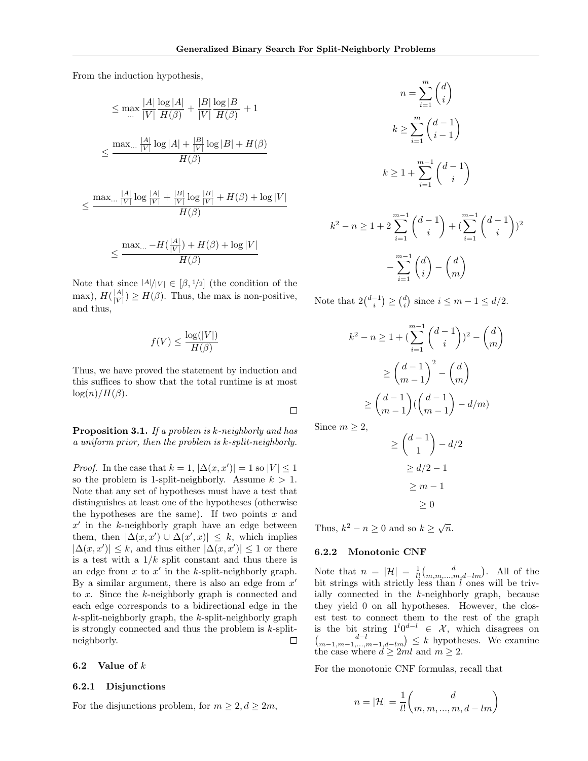From the induction hypothesis,

$$\leq \max_{\dots} \frac{|A|}{|V|}\frac{\log|A|}{H(\beta)} + \frac{|B|}{|V|}\frac{\log|B|}{H(\beta)} + 1$$

$$\leq \frac{\max_{\dots} \frac{|A|}{|V|}\log|A| + \frac{|B|}{|V|}\log|B| + H(\beta)}{H(\beta)}$$

$$\leq \frac{\max_{\dots} \frac{|A|}{|V|}\log\frac{|A|}{|V|} + \frac{|B|}{|V|}\log\frac{|B|}{|V|} + H(\beta) + \log|V|}{H(\beta)}$$

$$\leq \frac{\max_{\dots} -H(\frac{|A|}{|V|}) + H(\beta) + \log|V|}{H(\beta)}$$

Note that since $|A|/|V| \in [\beta, 1/2]$ (the condition of the max), $H(\frac{|A|}{|V|}) \geq H(\beta)$. Thus, the max is non-positive, and thus,

$$f(V) \leq \frac{\log(|V|)}{H(\beta)}$$

Thus, we have proved the statement by induction and this suffices to show that the total runtime is at most $\log(n)/H(\beta)$.

□

**Proposition 3.1.** *If a problem is k-neighborly and has a uniform prior, then the problem is k-split-neighborly.*

*Proof.* In the case that $k=1$, $|\Delta(x,x')| = 1$ so $|V| \leq 1$ so the problem is 1-split-neighborly. Assume $k > 1$. Note that any set of hypotheses must have a test that distinguishes at least one of the hypotheses (otherwise the hypotheses are the same). If two points $x$ and $x'$ in the $k$-neighborly graph have an edge between them, then $|\Delta(x,x') \cup \Delta(x',x)| \leq k$, which implies $|\Delta(x,x')| \leq k$, and thus either $|\Delta(x,x')| \leq 1$ or there is a test with a $1/k$ split constant and thus there is an edge from $x$ to $x'$ in the $k$-split-neighborly graph. By a similar argument, there is also an edge from $x'$ to $x$. Since the $k$-neighborly graph is connected and each edge corresponds to a bidirectional edge in the $k$-split-neighborly graph, the $k$-split-neighborly graph is strongly connected and thus the problem is $k$-split-neighborly. □

## 6.2 Value of $k$

### 6.2.1 Disjunctions

For the disjunctions problem, for $m \geq 2, d \geq 2m$,

$$n = \sum_{i=1}^{m}\binom{d}{i}$$

$$k \geq \sum_{i=1}^{m}\binom{d-1}{i-1}$$

$$k \geq 1 + \sum_{i=1}^{m-1}\binom{d-1}{i}$$

$$k^2 - n \geq 1 + 2\sum_{i=1}^{m-1}\binom{d-1}{i} + (\sum_{i=1}^{m-1}\binom{d-1}{i})^2$$

$$-\sum_{i=1}^{m-1}\binom{d}{i} - \binom{d}{m}$$

Note that $2\binom{d-1}{i} \geq \binom{d}{i}$ since $i \leq m-1 \leq d/2$.

$$k^2 - n \geq 1 + (\sum_{i=1}^{m-1}\binom{d-1}{i})^2 - \binom{d}{m}$$

$$\geq \binom{d-1}{m-1}^2 - \binom{d}{m}$$

$$\geq \binom{d-1}{m-1}(\binom{d-1}{m-1} - d/m)$$

Since $m \geq 2$,

$$\geq \binom{d-1}{1} - d/2$$

$$\geq d/2 - 1$$

$$\geq m - 1$$

$$\geq 0$$

Thus, $k^2 - n \geq 0$ and so $k \geq \sqrt{n}$.

### 6.2.2 Monotonic CNF

Note that $n = |\mathcal{H}| = \frac{1}{l!}\binom{d}{m,m,\dots,m,d-lm}$. All of the bit strings with strictly less than $l$ ones will be trivially connected in the $k$-neighborly graph, because they yield 0 on all hypotheses. However, the closest test to connect them to the rest of the graph is the bit string $1^l 0^{d-l} \in \mathcal{X}$, which disagrees on $\binom{d-l}{m-1,m-1,\dots,m-1,d-lm} \leq k$ hypotheses. We examine the case where $d \geq 2ml$ and $m \geq 2$.

For the monotonic CNF formulas, recall that

$$n = |\mathcal{H}| = \frac{1}{l!}\binom{d}{m,m,\dots,m,d-lm}$$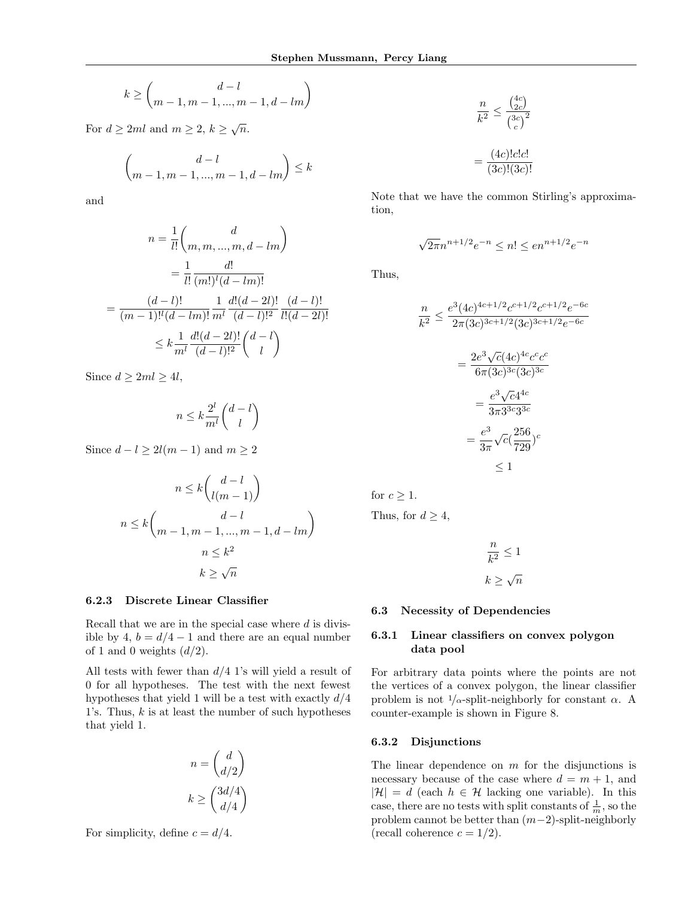$$k \geq \binom{d-l}{m-1, m-1, ..., m-1, d-lm}$$

For $d \geq 2ml$ and $m \geq 2$, $k \geq \sqrt{n}$.

$$\binom{d-l}{m-1, m-1, ..., m-1, d-lm} \leq k$$

and

$$n = \frac{1}{l!}\binom{d}{m, m, ..., m, d-lm}$$

$$= \frac{1}{l!}\frac{d!}{(m!)^l(d-lm)!}$$

$$= \frac{(d-l)!}{(m-1)!^l(d-lm)!}\frac{1}{m^l}\frac{d!(d-2l)!}{(d-l)!^2}\frac{(d-l)!}{l!(d-2l)!}$$

$$\leq k\frac{1}{m^l}\frac{d!(d-2l)!}{(d-l)!^2}\binom{d-l}{l}$$

Since $d \geq 2ml \geq 4l$,

$$n \leq k\frac{2^l}{m^l}\binom{d-l}{l}$$

Since $d-l \geq 2l(m-1)$ and $m \geq 2$

$$n \leq k\binom{d-l}{l(m-1)}$$

$$n \leq k\binom{d-l}{m-1, m-1, ..., m-1, d-lm}$$

$$n \leq k^2$$

$$k \geq \sqrt{n}$$

### 6.2.3 Discrete Linear Classifier

Recall that we are in the special case where $d$ is divisible by 4, $b = d/4 - 1$ and there are an equal number of 1 and 0 weights ($d/2$).

All tests with fewer than $d/4$ 1's will yield a result of 0 for all hypotheses. The test with the next fewest hypotheses that yield 1 will be a test with exactly $d/4$ 1's. Thus, $k$ is at least the number of such hypotheses that yield 1.

$$n = \binom{d}{d/2}$$

$$k \geq \binom{3d/4}{d/4}$$

For simplicity, define $c = d/4$.

$$\frac{n}{k^2} \leq \frac{\binom{4c}{2c}}{\binom{3c}{c}^2}$$

$$= \frac{(4c)!c!c!}{(3c)!(3c)!}$$

Note that we have the common Stirling's approximation,

$$\sqrt{2\pi}n^{n+1/2}e^{-n} \leq n! \leq en^{n+1/2}e^{-n}$$

Thus,

$$\frac{n}{k^2} \leq \frac{e^3(4c)^{4c+1/2}c^{c+1/2}c^{c+1/2}e^{-6c}}{2\pi(3c)^{3c+1/2}(3c)^{3c+1/2}e^{-6c}}$$

$$= \frac{2e^3\sqrt{c}(4c)^{4c}c^cc^c}{6\pi(3c)^{3c}(3c)^{3c}}$$

$$= \frac{e^3\sqrt{c}4^{4c}}{3\pi 3^{3c}3^{3c}}$$

$$= \frac{e^3}{3\pi}\sqrt{c}(\frac{256}{729})^c$$

$$\leq 1$$

for $c \geq 1$.

Thus, for $d \geq 4$,

$$\frac{n}{k^2} \leq 1$$

$$k \geq \sqrt{n}$$

## 6.3 Necessity of Dependencies

### 6.3.1 Linear classifiers on convex polygon data pool

For arbitrary data points where the points are not the vertices of a convex polygon, the linear classifier problem is not $1/\alpha$-split-neighborly for constant $\alpha$. A counter-example is shown in Figure 8.

### 6.3.2 Disjunctions

The linear dependence on $m$ for the disjunctions is necessary because of the case where $d = m+1$, and $|\mathcal{H}| = d$ (each $h \in \mathcal{H}$ lacking one variable). In this case, there are no tests with split constants of $\frac{1}{m}$, so the problem cannot be better than $(m-2)$-split-neighborly (recall coherence $c = 1/2$).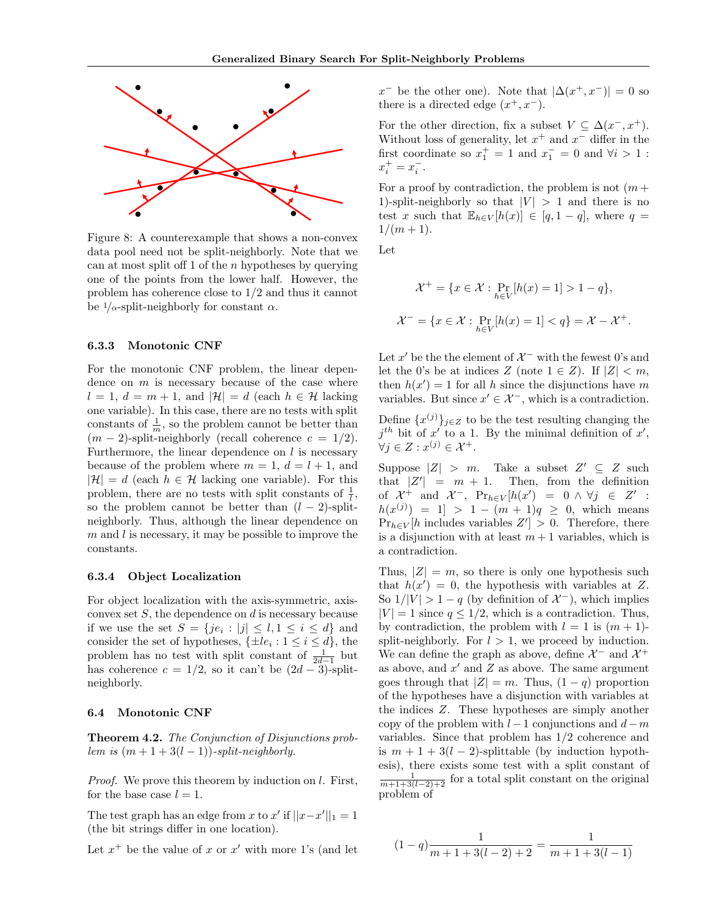Figure 8: A counterexample that shows a non-convex data pool need not be split-neighborly. Note that we can at most split off 1 of the $n$ hypotheses by querying one of the points from the lower half. However, the problem has coherence close to 1/2 and thus it cannot be $1/\alpha$-split-neighborly for constant $\alpha$.

#### 6.3.3 Monotonic CNF

For the monotonic CNF problem, the linear dependence on $m$ is necessary because of the case where $l = 1$, $d = m + 1$, and $|\mathcal{H}| = d$ (each $h \in \mathcal{H}$ lacking one variable). In this case, there are no tests with split constants of $\frac{1}{m}$, so the problem cannot be better than $(m-2)$-split-neighborly (recall coherence $c = 1/2$). Furthermore, the linear dependence on $l$ is necessary because of the problem where $m = 1$, $d = l + 1$, and $|\mathcal{H}| = d$ (each $h \in \mathcal{H}$ lacking one variable). For this problem, there are no tests with split constants of $\frac{1}{l}$, so the problem cannot be better than $(l-2)$-split-neighborly. Thus, although the linear dependence on $m$ and $l$ is necessary, it may be possible to improve the constants.

#### 6.3.4 Object Localization

For object localization with the axis-symmetric, axis-convex set $S$, the dependence on $d$ is necessary because if we use the set $S = \{je_i : |j| \le l, 1 \le i \le d\}$ and consider the set of hypotheses, $\{\pm le_i : 1 \le i \le d\}$, the problem has no test with split constant of $\frac{1}{2d-1}$ but has coherence $c = 1/2$, so it can't be $(2d-3)$-split-neighborly.

### 6.4 Monotonic CNF

**Theorem 4.2.** *The Conjunction of Disjunctions problem is $(m + 1 + 3(l-1))$-split-neighborly.*

*Proof.* We prove this theorem by induction on $l$. First, for the base case $l = 1$.

The test graph has an edge from $x$ to $x'$ if $||x - x'||_1 = 1$ (the bit strings differ in one location).

Let $x^+$ be the value of $x$ or $x'$ with more 1's (and let $x^-$ be the other one). Note that $|\Delta(x^+, x^-)| = 0$ so there is a directed edge $(x^+, x^-)$.

For the other direction, fix a subset $V \subseteq \Delta(x^-, x^+)$. Without loss of generality, let $x^+$ and $x^-$ differ in the first coordinate so $x_1^+ = 1$ and $x_1^- = 0$ and $\forall i > 1 : x_i^+ = x_i^-$.

For a proof by contradiction, the problem is not $(m+1)$-split-neighborly so that $|V| > 1$ and there is no test $x$ such that $\mathbb{E}_{h \in V}[h(x)] \in [q, 1-q]$, where $q = 1/(m+1)$.

Let

$$\mathcal{X}^+ = \{x \in \mathcal{X} : \Pr_{h \in V}[h(x) = 1] > 1 - q\},$$

$$\mathcal{X}^- = \{x \in \mathcal{X} : \Pr_{h \in V}[h(x) = 1] < q\} = \mathcal{X} - \mathcal{X}^+.$$

Let $x'$ be the the element of $\mathcal{X}^-$ with the fewest 0's and let the 0's be at indices $Z$ (note $1 \in Z$). If $|Z| < m$, then $h(x') = 1$ for all $h$ since the disjunctions have $m$ variables. But since $x' \in \mathcal{X}^-$, which is a contradiction.

Define $\{x^{(j)}\}_{j \in Z}$ to be the test resulting changing the $j^{th}$ bit of $x'$ to a 1. By the minimal definition of $x'$, $\forall j \in Z : x^{(j)} \in \mathcal{X}^+$.

Suppose $|Z| > m$. Take a subset $Z' \subseteq Z$ such that $|Z'| = m + 1$. Then, from the definition of $\mathcal{X}^+$ and $\mathcal{X}^-$, $\Pr_{h \in V}[h(x') = 0 \wedge \forall j \in Z' : h(x^{(j)}) = 1] > 1 - (m+1)q \ge 0$, which means $\Pr_{h \in V}[h \text{ includes variables } Z'] > 0$. Therefore, there is a disjunction with at least $m+1$ variables, which is a contradiction.

Thus, $|Z| = m$, so there is only one hypothesis such that $h(x') = 0$, the hypothesis with variables at $Z$. So $1/|V| > 1 - q$ (by definition of $\mathcal{X}^-$), which implies $|V| = 1$ since $q \le 1/2$, which is a contradiction. Thus, by contradiction, the problem with $l = 1$ is $(m+1)$-split-neighborly. For $l > 1$, we proceed by induction. We can define the graph as above, define $\mathcal{X}^-$ and $\mathcal{X}^+$ as above, and $x'$ and $Z$ as above. The same argument goes through that $|Z| = m$. Thus, $(1-q)$ proportion of the hypotheses have a disjunction with variables at the indices $Z$. These hypotheses are simply another copy of the problem with $l-1$ conjunctions and $d - m$ variables. Since that problem has 1/2 coherence and is $m + 1 + 3(l-2)$-splittable (by induction hypothesis), there exists some test with a split constant of $\frac{1}{m+1+3(l-2)+2}$ for a total split constant on the original problem of

$$(1-q)\frac{1}{m+1+3(l-2)+2} = \frac{1}{m+1+3(l-1)}$$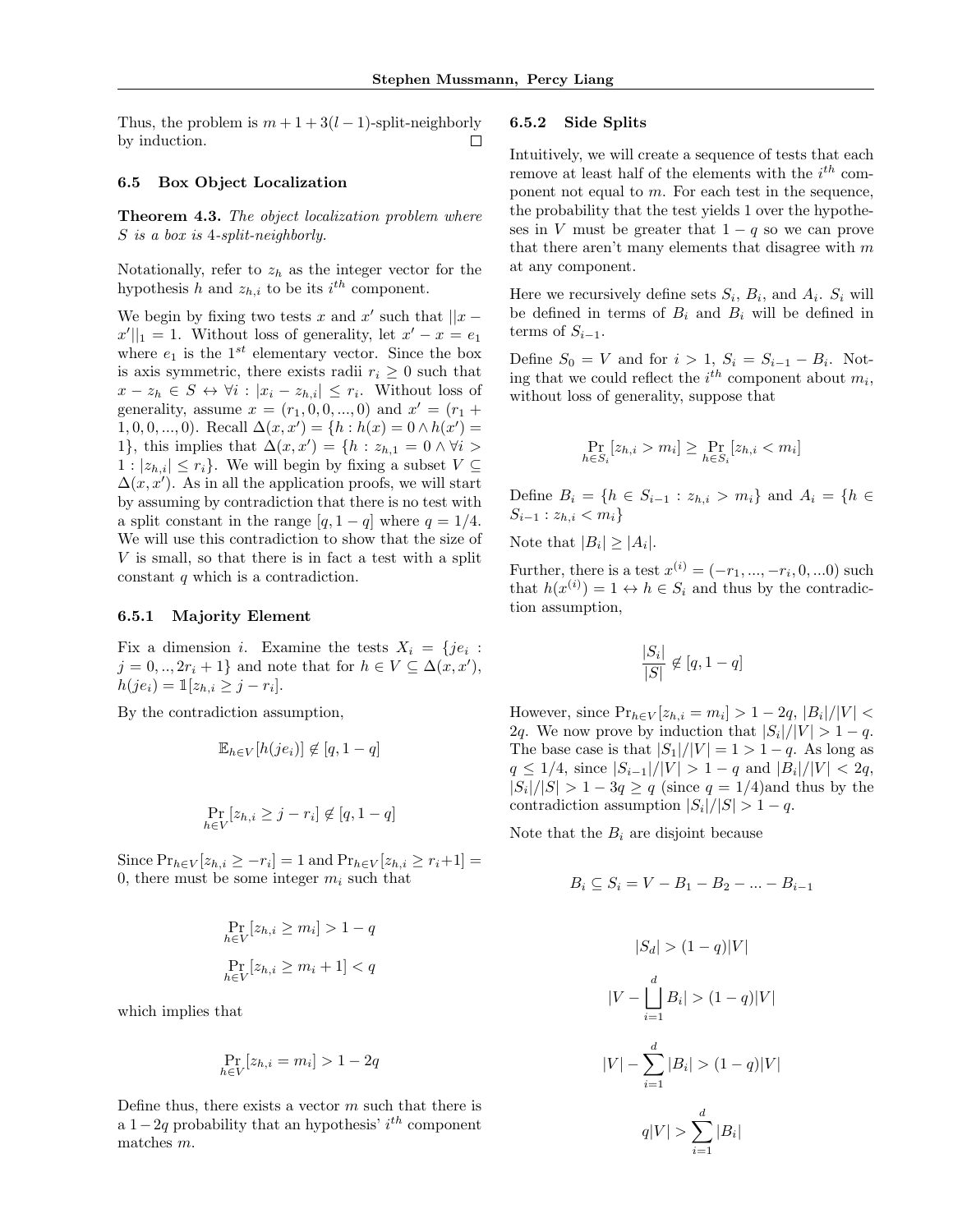Thus, the problem is $m + 1 + 3(l-1)$-split-neighborly by induction. □

### 6.5 Box Object Localization

**Theorem 4.3.** *The object localization problem where $S$ is a box is 4-split-neighborly.*

Notationally, refer to $z_h$ as the integer vector for the hypothesis $h$ and $z_{h,i}$ to be its $i^{th}$ component.

We begin by fixing two tests $x$ and $x'$ such that $||x - x'||_1 = 1$. Without loss of generality, let $x' - x = e_1$ where $e_1$ is the $1^{st}$ elementary vector. Since the box is axis symmetric, there exists radii $r_i \geq 0$ such that $x - z_h \in S \leftrightarrow \forall i : |x_i - z_{h,i}| \leq r_i$. Without loss of generality, assume $x = (r_1, 0, 0, ..., 0)$ and $x' = (r_1 + 1, 0, 0, ..., 0)$. Recall $\Delta(x, x') = \{h : h(x) = 0 \wedge h(x') = 1\}$, this implies that $\Delta(x, x') = \{h : z_{h,1} = 0 \wedge \forall i > 1 : |z_{h,i}| \leq r_i\}$. We will begin by fixing a subset $V \subseteq \Delta(x, x')$. As in all the application proofs, we will start by assuming by contradiction that there is no test with a split constant in the range $[q, 1-q]$ where $q = 1/4$. We will use this contradiction to show that the size of $V$ is small, so that there is in fact a test with a split constant $q$ which is a contradiction.

#### 6.5.1 Majority Element

Fix a dimension $i$. Examine the tests $X_i = \{je_i : j = 0, .., 2r_i + 1\}$ and note that for $h \in V \subseteq \Delta(x, x')$, $h(je_i) = \mathbb{1}[z_{h,i} \geq j - r_i]$.

By the contradiction assumption,

$$\mathbb{E}_{h \in V}[h(je_i)] \notin [q, 1-q]$$

$$\Pr_{h \in V}[z_{h,i} \geq j - r_i] \notin [q, 1-q]$$

Since $\Pr_{h \in V}[z_{h,i} \geq -r_i] = 1$ and $\Pr_{h \in V}[z_{h,i} \geq r_i + 1] = 0$, there must be some integer $m_i$ such that

$$\Pr_{h \in V}[z_{h,i} \geq m_i] > 1 - q$$

$$\Pr_{h \in V}[z_{h,i} \geq m_i + 1] < q$$

which implies that

$$\Pr_{h \in V}[z_{h,i} = m_i] > 1 - 2q$$

Define thus, there exists a vector $m$ such that there is a $1 - 2q$ probability that an hypothesis' $i^{th}$ component matches $m$.

#### 6.5.2 Side Splits

Intuitively, we will create a sequence of tests that each remove at least half of the elements with the $i^{th}$ component not equal to $m$. For each test in the sequence, the probability that the test yields 1 over the hypotheses in $V$ must be greater that $1 - q$ so we can prove that there aren't many elements that disagree with $m$ at any component.

Here we recursively define sets $S_i$, $B_i$, and $A_i$. $S_i$ will be defined in terms of $B_i$ and $B_i$ will be defined in terms of $S_{i-1}$.

Define $S_0 = V$ and for $i > 1$, $S_i = S_{i-1} - B_i$. Noting that we could reflect the $i^{th}$ component about $m_i$, without loss of generality, suppose that

$$\Pr_{h \in S_i}[z_{h,i} > m_i] \geq \Pr_{h \in S_i}[z_{h,i} < m_i]$$

Define $B_i = \{h \in S_{i-1} : z_{h,i} > m_i\}$ and $A_i = \{h \in S_{i-1} : z_{h,i} < m_i\}$

Note that $|B_i| \geq |A_i|$.

Further, there is a test $x^{(i)} = (-r_1, ..., -r_i, 0, ...0)$ such that $h(x^{(i)}) = 1 \leftrightarrow h \in S_i$ and thus by the contradiction assumption,

$$\frac{|S_i|}{|S|} \notin [q, 1-q]$$

However, since $\Pr_{h \in V}[z_{h,i} = m_i] > 1 - 2q$, $|B_i|/|V| < 2q$. We now prove by induction that $|S_i|/|V| > 1 - q$. The base case is that $|S_1|/|V| = 1 > 1 - q$. As long as $q \leq 1/4$, since $|S_{i-1}|/|V| > 1 - q$ and $|B_i|/|V| < 2q$, $|S_i|/|S| > 1 - 3q \geq q$ (since $q = 1/4$)and thus by the contradiction assumption $|S_i|/|S| > 1 - q$.

Note that the $B_i$ are disjoint because

$$B_i \subseteq S_i = V - B_1 - B_2 - ... - B_{i-1}$$

$$|S_d| > (1-q)|V|$$

$$|V - \bigsqcup_{i=1}^{d} B_i| > (1-q)|V|$$

$$|V| - \sum_{i=1}^{d} |B_i| > (1-q)|V|$$

$$q|V| > \sum_{i=1}^{d} |B_i|$$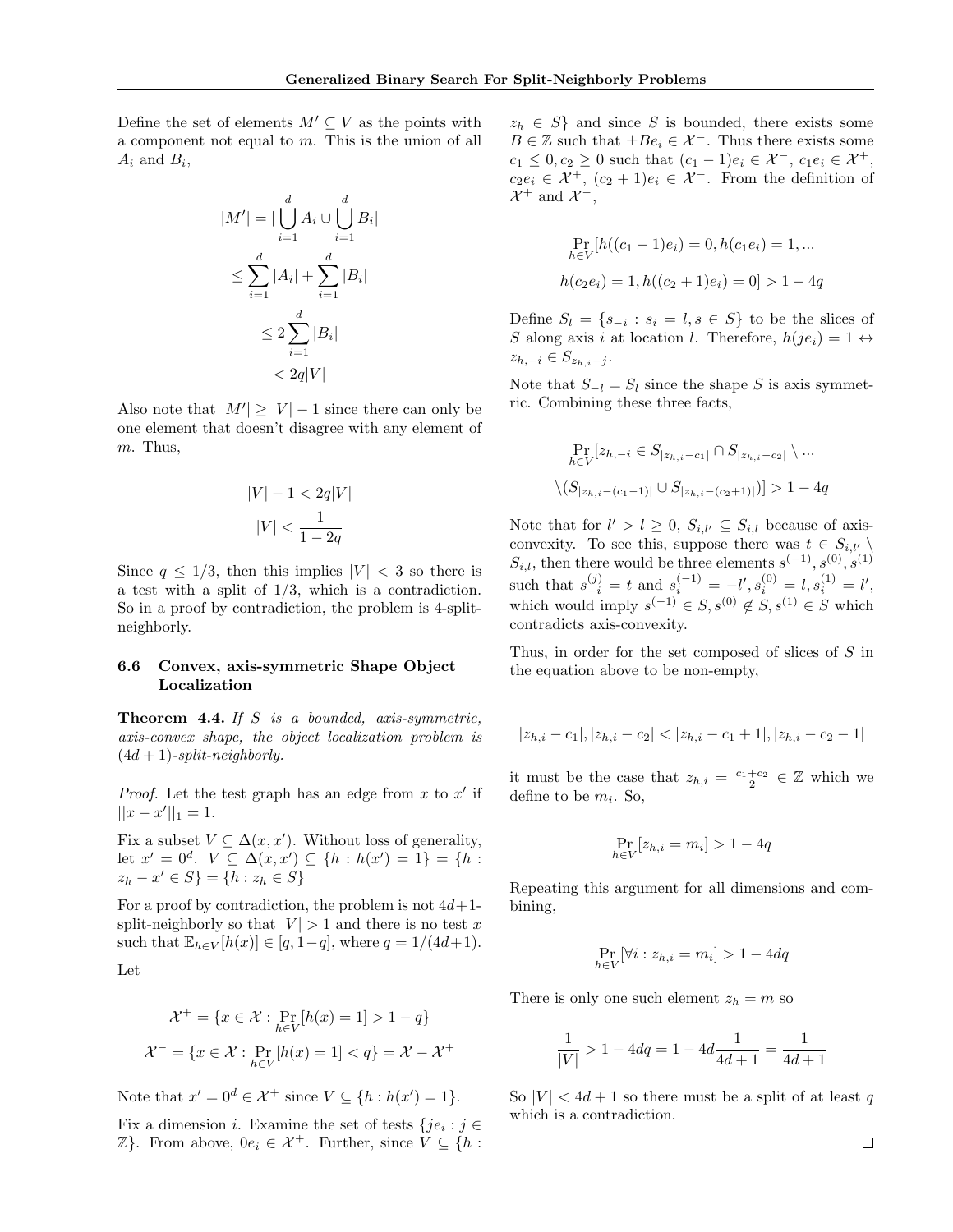Define the set of elements $M' \subseteq V$ as the points with a component not equal to $m$. This is the union of all $A_i$ and $B_i$,

$$
\begin{aligned}
|M'| &= |\bigcup_{i=1}^{d} A_i \cup \bigcup_{i=1}^{d} B_i| \\
&\leq \sum_{i=1}^{d} |A_i| + \sum_{i=1}^{d} |B_i| \\
&\leq 2\sum_{i=1}^{d} |B_i| \\
&< 2q|V|
\end{aligned}
$$

Also note that $|M'| \geq |V| - 1$ since there can only be one element that doesn't disagree with any element of $m$. Thus,

$$
\begin{aligned}
|V| - 1 &< 2q|V| \\
|V| &< \frac{1}{1-2q}
\end{aligned}
$$

Since $q \leq 1/3$, then this implies $|V| < 3$ so there is a test with a split of $1/3$, which is a contradiction. So in a proof by contradiction, the problem is 4-split-neighborly.

### 6.6 Convex, axis-symmetric Shape Object Localization

**Theorem 4.4.** *If $S$ is a bounded, axis-symmetric, axis-convex shape, the object localization problem is $(4d+1)$-split-neighborly.*

*Proof.* Let the test graph has an edge from $x$ to $x'$ if $||x - x'||_1 = 1$.

Fix a subset $V \subseteq \Delta(x, x')$. Without loss of generality, let $x' = 0^d$. $V \subseteq \Delta(x, x') \subseteq \{h : h(x') = 1\} = \{h : z_h - x' \in S\} = \{h : z_h \in S\}$

For a proof by contradiction, the problem is not $4d+1$-split-neighborly so that $|V| > 1$ and there is no test $x$ such that $\mathbb{E}_{h \in V}[h(x)] \in [q, 1-q]$, where $q = 1/(4d+1)$.

Let

$$
\begin{aligned}
\mathcal{X}^+ &= \{x \in \mathcal{X} : \Pr_{h \in V}[h(x) = 1] > 1 - q\} \\
\mathcal{X}^- &= \{x \in \mathcal{X} : \Pr_{h \in V}[h(x) = 1] < q\} = \mathcal{X} - \mathcal{X}^+
\end{aligned}
$$

Note that $x' = 0^d \in \mathcal{X}^+$ since $V \subseteq \{h : h(x') = 1\}$.

Fix a dimension $i$. Examine the set of tests $\{je_i : j \in \mathbb{Z}\}$. From above, $0e_i \in \mathcal{X}^+$. Further, since $V \subseteq \{h : z_h \in S\}$ and since $S$ is bounded, there exists some $B \in \mathbb{Z}$ such that $\pm Be_i \in \mathcal{X}^-$. Thus there exists some $c_1 \leq 0, c_2 \geq 0$ such that $(c_1 - 1)e_i \in \mathcal{X}^-$, $c_1 e_i \in \mathcal{X}^+$, $c_2 e_i \in \mathcal{X}^+$, $(c_2 + 1)e_i \in \mathcal{X}^-$. From the definition of $\mathcal{X}^+$ and $\mathcal{X}^-$,

$$
\begin{aligned}
&\Pr_{h \in V}[h((c_1 - 1)e_i) = 0, h(c_1 e_i) = 1, ... \\
&h(c_2 e_i) = 1, h((c_2 + 1)e_i) = 0] > 1 - 4q
\end{aligned}
$$

Define $S_l = \{s_{-i} : s_i = l, s \in S\}$ to be the slices of $S$ along axis $i$ at location $l$. Therefore, $h(je_i) = 1 \leftrightarrow z_{h,-i} \in S_{z_{h,i} - j}$.

Note that $S_{-l} = S_l$ since the shape $S$ is axis symmetric. Combining these three facts,

$$
\begin{aligned}
&\Pr_{h \in V}[z_{h,-i} \in S_{|z_{h,i} - c_1|} \cap S_{|z_{h,i} - c_2|} \setminus ... \\
&\setminus (S_{|z_{h,i} - (c_1 - 1)|} \cup S_{|z_{h,i} - (c_2 + 1)|})] > 1 - 4q
\end{aligned}
$$

Note that for $l' > l \geq 0$, $S_{i,l'} \subseteq S_{i,l}$ because of axis-convexity. To see this, suppose there was $t \in S_{i,l'} \setminus S_{i,l}$, then there would be three elements $s^{(-1)}, s^{(0)}, s^{(1)}$ such that $s^{(j)}_{-i} = t$ and $s^{(-1)}_i = -l', s^{(0)}_i = l, s^{(1)}_i = l'$, which would imply $s^{(-1)} \in S, s^{(0)} \notin S, s^{(1)} \in S$ which contradicts axis-convexity.

Thus, in order for the set composed of slices of $S$ in the equation above to be non-empty,

$$
|z_{h,i} - c_1|, |z_{h,i} - c_2| < |z_{h,i} - c_1 + 1|, |z_{h,i} - c_2 - 1|
$$

it must be the case that $z_{h,i} = \frac{c_1 + c_2}{2} \in \mathbb{Z}$ which we define to be $m_i$. So,

$$
\Pr_{h \in V}[z_{h,i} = m_i] > 1 - 4q
$$

Repeating this argument for all dimensions and combining,

$$
\Pr_{h \in V}[\forall i : z_{h,i} = m_i] > 1 - 4dq
$$

There is only one such element $z_h = m$ so

$$
\frac{1}{|V|} > 1 - 4dq = 1 - 4d\frac{1}{4d+1} = \frac{1}{4d+1}
$$

So $|V| < 4d + 1$ so there must be a split of at least $q$ which is a contradiction.

∎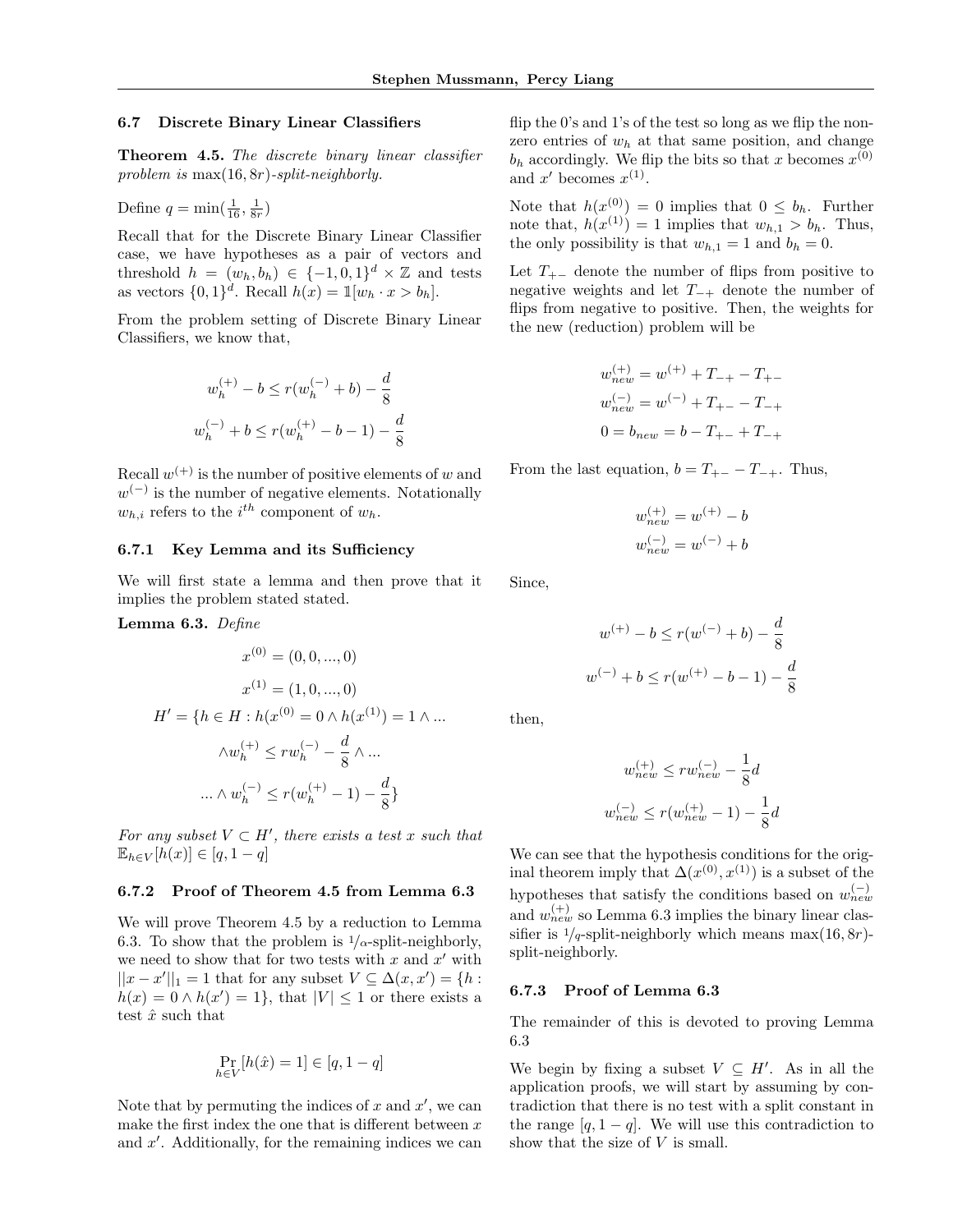### 6.7 Discrete Binary Linear Classifiers

**Theorem 4.5.** *The discrete binary linear classifier problem is* $\max(16, 8r)$*-split-neighborly.*

Define $q = \min(\frac{1}{16}, \frac{1}{8r})$

Recall that for the Discrete Binary Linear Classifier case, we have hypotheses as a pair of vectors and threshold $h = (w_h, b_h) \in \{-1, 0, 1\}^d \times \mathbb{Z}$ and tests as vectors $\{0, 1\}^d$. Recall $h(x) = \mathbb{1}[w_h \cdot x > b_h]$.

From the problem setting of Discrete Binary Linear Classifiers, we know that,

$$w_h^{(+)} - b \leq r(w_h^{(-)} + b) - \frac{d}{8}$$

$$w_h^{(-)} + b \leq r(w_h^{(+)} - b - 1) - \frac{d}{8}$$

Recall $w^{(+)}$ is the number of positive elements of $w$ and $w^{(-)}$ is the number of negative elements. Notationally $w_{h,i}$ refers to the $i^{th}$ component of $w_h$.

#### 6.7.1 Key Lemma and its Sufficiency

We will first state a lemma and then prove that it implies the problem stated stated.

**Lemma 6.3.** *Define*

$$x^{(0)} = (0, 0, ..., 0)$$

$$x^{(1)} = (1, 0, ..., 0)$$

$$H' = \{h \in H : h(x^{(0)} = 0 \wedge h(x^{(1)}) = 1 \wedge ...$$

$$\wedge w_h^{(+)} \leq r w_h^{(-)} - \frac{d}{8} \wedge ...$$

$$... \wedge w_h^{(-)} \leq r(w_h^{(+)} - 1) - \frac{d}{8}\}$$

*For any subset* $V \subset H'$*, there exists a test* $x$ *such that* $\mathbb{E}_{h \in V}[h(x)] \in [q, 1-q]$

#### 6.7.2 Proof of Theorem 4.5 from Lemma 6.3

We will prove Theorem 4.5 by a reduction to Lemma 6.3. To show that the problem is $1/\alpha$-split-neighborly, we need to show that for two tests with $x$ and $x'$ with $||x - x'||_1 = 1$ that for any subset $V \subseteq \Delta(x, x') = \{h : h(x) = 0 \wedge h(x') = 1\}$, that $|V| \leq 1$ or there exists a test $\hat{x}$ such that

$$\Pr_{h \in V}[h(\hat{x}) = 1] \in [q, 1-q]$$

Note that by permuting the indices of $x$ and $x'$, we can make the first index the one that is different between $x$ and $x'$. Additionally, for the remaining indices we can flip the 0's and 1's of the test so long as we flip the non-zero entries of $w_h$ at that same position, and change $b_h$ accordingly. We flip the bits so that $x$ becomes $x^{(0)}$ and $x'$ becomes $x^{(1)}$.

Note that $h(x^{(0)}) = 0$ implies that $0 \leq b_h$. Further note that, $h(x^{(1)}) = 1$ implies that $w_{h,1} > b_h$. Thus, the only possibility is that $w_{h,1} = 1$ and $b_h = 0$.

Let $T_{+-}$ denote the number of flips from positive to negative weights and let $T_{-+}$ denote the number of flips from negative to positive. Then, the weights for the new (reduction) problem will be

$$w_{new}^{(+)} = w^{(+)} + T_{-+} - T_{+-}$$

$$w_{new}^{(-)} = w^{(-)} + T_{+-} - T_{-+}$$

$$0 = b_{new} = b - T_{+-} + T_{-+}$$

From the last equation, $b = T_{+-} - T_{-+}$. Thus,

$$w_{new}^{(+)} = w^{(+)} - b$$

$$w_{new}^{(-)} = w^{(-)} + b$$

Since,

$$w^{(+)} - b \leq r(w^{(-)} + b) - \frac{d}{8}$$

$$w^{(-)} + b \leq r(w^{(+)} - b - 1) - \frac{d}{8}$$

then,

$$w_{new}^{(+)} \leq r w_{new}^{(-)} - \frac{1}{8}d$$

$$w_{new}^{(-)} \leq r(w_{new}^{(+)} - 1) - \frac{1}{8}d$$

We can see that the hypothesis conditions for the original theorem imply that $\Delta(x^{(0)}, x^{(1)})$ is a subset of the hypotheses that satisfy the conditions based on $w_{new}^{(-)}$ and $w_{new}^{(+)}$ so Lemma 6.3 implies the binary linear classifier is $1/q$-split-neighborly which means $\max(16, 8r)$-split-neighborly.

#### 6.7.3 Proof of Lemma 6.3

The remainder of this is devoted to proving Lemma 6.3

We begin by fixing a subset $V \subseteq H'$. As in all the application proofs, we will start by assuming by contradiction that there is no test with a split constant in the range $[q, 1-q]$. We will use this contradiction to show that the size of $V$ is small.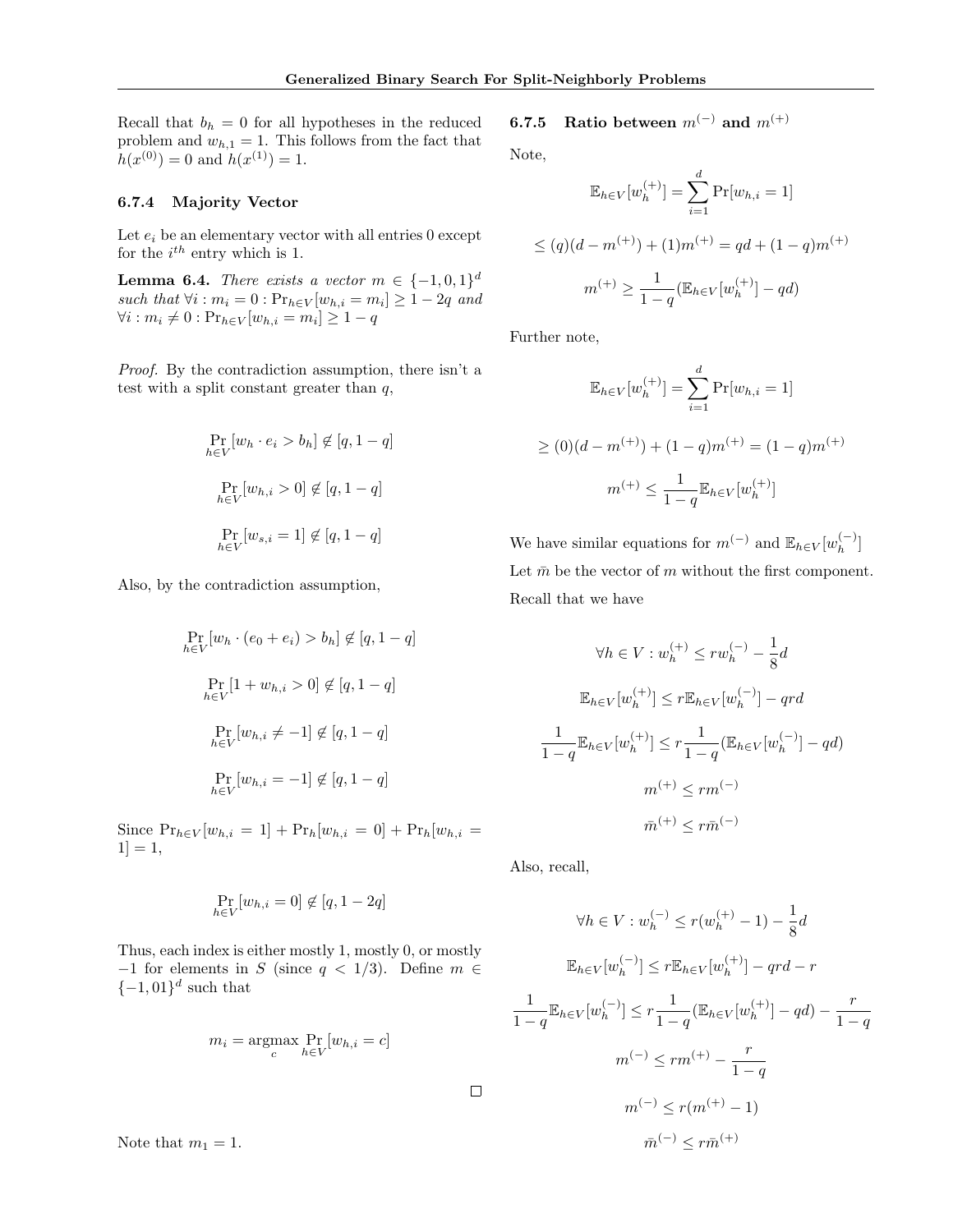Recall that $b_h = 0$ for all hypotheses in the reduced problem and $w_{h,1} = 1$. This follows from the fact that $h(x^{(0)}) = 0$ and $h(x^{(1)}) = 1$.

#### 6.7.4 Majority Vector

Let $e_i$ be an elementary vector with all entries 0 except for the $i^{th}$ entry which is 1.

**Lemma 6.4.** *There exists a vector $m \in \{-1, 0, 1\}^d$ such that $\forall i : m_i = 0 : \Pr_{h \in V}[w_{h,i} = m_i] \geq 1 - 2q$ and $\forall i : m_i \neq 0 : \Pr_{h \in V}[w_{h,i} = m_i] \geq 1 - q$*

*Proof.* By the contradiction assumption, there isn't a test with a split constant greater than $q$,

$$\Pr_{h \in V}[w_h \cdot e_i > b_h] \notin [q, 1-q]$$

$$\Pr_{h \in V}[w_{h,i} > 0] \notin [q, 1-q]$$

$$\Pr_{h \in V}[w_{s,i} = 1] \notin [q, 1-q]$$

Also, by the contradiction assumption,

$$\Pr_{h \in V}[w_h \cdot (e_0 + e_i) > b_h] \notin [q, 1-q]$$

$$\Pr_{h \in V}[1 + w_{h,i} > 0] \notin [q, 1-q]$$

$$\Pr_{h \in V}[w_{h,i} \neq -1] \notin [q, 1-q]$$

$$\Pr_{h \in V}[w_{h,i} = -1] \notin [q, 1-q]$$

Since $\Pr_{h \in V}[w_{h,i} = 1] + \Pr_h[w_{h,i} = 0] + \Pr_h[w_{h,i} = 1] = 1$,

$$\Pr_{h \in V}[w_{h,i} = 0] \notin [q, 1-2q]$$

Thus, each index is either mostly 1, mostly 0, or mostly $-1$ for elements in $S$ (since $q < 1/3$). Define $m \in \{-1, 01\}^d$ such that

$$m_i = \operatorname*{argmax}_c \Pr_{h \in V}[w_{h,i} = c]$$

□

Note that $m_1 = 1$.

#### 6.7.5 Ratio between $m^{(-)}$ and $m^{(+)}$

Note,

$$\mathbb{E}_{h \in V}[w_h^{(+)}] = \sum_{i=1}^{d} \Pr[w_{h,i} = 1]$$

$$\leq (q)(d - m^{(+)}) + (1)m^{(+)} = qd + (1-q)m^{(+)}$$

$$m^{(+)} \geq \frac{1}{1-q}(\mathbb{E}_{h \in V}[w_h^{(+)}] - qd)$$

Further note,

$$\mathbb{E}_{h \in V}[w_h^{(+)}] = \sum_{i=1}^{d} \Pr[w_{h,i} = 1]$$

$$\geq (0)(d - m^{(+)}) + (1-q)m^{(+)} = (1-q)m^{(+)}$$

$$m^{(+)} \leq \frac{1}{1-q}\mathbb{E}_{h \in V}[w_h^{(+)}]$$

We have similar equations for $m^{(-)}$ and $\mathbb{E}_{h \in V}[w_h^{(-)}]$

Let $\bar{m}$ be the vector of $m$ without the first component.

Recall that we have

$$\forall h \in V : w_h^{(+)} \leq r w_h^{(-)} - \frac{1}{8}d$$

$$\mathbb{E}_{h \in V}[w_h^{(+)}] \leq r\mathbb{E}_{h \in V}[w_h^{(-)}] - qrd$$

$$\frac{1}{1-q}\mathbb{E}_{h \in V}[w_h^{(+)}] \leq r\frac{1}{1-q}(\mathbb{E}_{h \in V}[w_h^{(-)}] - qd)$$

$$m^{(+)} \leq r m^{(-)}$$

$$\bar{m}^{(+)} \leq r\bar{m}^{(-)}$$

Also, recall,

$$\forall h \in V : w_h^{(-)} \leq r(w_h^{(+)} - 1) - \frac{1}{8}d$$

$$\mathbb{E}_{h \in V}[w_h^{(-)}] \leq r\mathbb{E}_{h \in V}[w_h^{(+)}] - qrd - r$$

$$\frac{1}{1-q}\mathbb{E}_{h \in V}[w_h^{(-)}] \leq r\frac{1}{1-q}(\mathbb{E}_{h \in V}[w_h^{(+)}] - qd) - \frac{r}{1-q}$$

$$m^{(-)} \leq r m^{(+)} - \frac{r}{1-q}$$

$$m^{(-)} \leq r(m^{(+)} - 1)$$

$$\bar{m}^{(-)} \leq r\bar{m}^{(+)}$$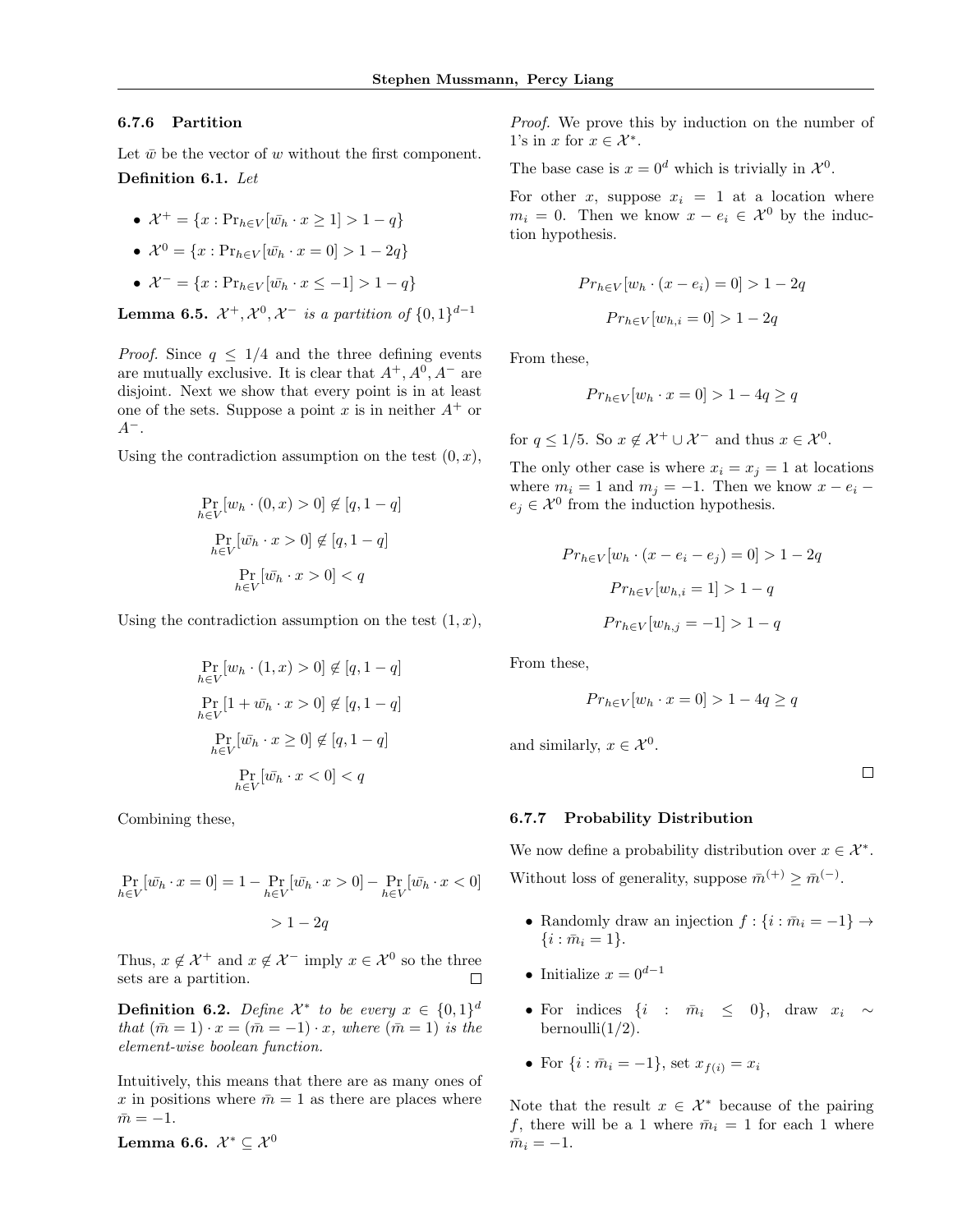### 6.7.6 Partition

Let $\bar{w}$ be the vector of $w$ without the first component.

**Definition 6.1.** *Let*

- $\mathcal{X}^+ = \{x : \Pr_{h \in V}[\bar{w_h} \cdot x \geq 1] > 1 - q\}$
- $\mathcal{X}^0 = \{x : \Pr_{h \in V}[\bar{w_h} \cdot x = 0] > 1 - 2q\}$
- $\mathcal{X}^- = \{x : \Pr_{h \in V}[\bar{w_h} \cdot x \leq -1] > 1 - q\}$

**Lemma 6.5.** *$\mathcal{X}^+, \mathcal{X}^0, \mathcal{X}^-$ is a partition of $\{0,1\}^{d-1}$*

*Proof.* Since $q \leq 1/4$ and the three defining events are mutually exclusive. It is clear that $A^+, A^0, A^-$ are disjoint. Next we show that every point is in at least one of the sets. Suppose a point $x$ is in neither $A^+$ or $A^-$.

Using the contradiction assumption on the test $(0, x)$,

$$\Pr_{h \in V}[w_h \cdot (0, x) > 0] \notin [q, 1-q]$$

$$\Pr_{h \in V}[\bar{w_h} \cdot x > 0] \notin [q, 1-q]$$

$$\Pr_{h \in V}[\bar{w_h} \cdot x > 0] < q$$

Using the contradiction assumption on the test $(1, x)$,

$$\Pr_{h \in V}[w_h \cdot (1, x) > 0] \notin [q, 1-q]$$

$$\Pr_{h \in V}[1 + \bar{w_h} \cdot x > 0] \notin [q, 1-q]$$

$$\Pr_{h \in V}[\bar{w_h} \cdot x \geq 0] \notin [q, 1-q]$$

$$\Pr_{h \in V}[\bar{w_h} \cdot x < 0] < q$$

Combining these,

$$\Pr_{h \in V}[\bar{w_h} \cdot x = 0] = 1 - \Pr_{h \in V}[\bar{w_h} \cdot x > 0] - \Pr_{h \in V}[\bar{w_h} \cdot x < 0]$$

$$> 1 - 2q$$

Thus, $x \notin \mathcal{X}^+$ and $x \notin \mathcal{X}^-$ imply $x \in \mathcal{X}^0$ so the three sets are a partition. $\square$

**Definition 6.2.** *Define $\mathcal{X}^*$ to be every $x \in \{0,1\}^d$ that $(\bar{m} = 1) \cdot x = (\bar{m} = -1) \cdot x$, where $(\bar{m} = 1)$ is the element-wise boolean function.*

Intuitively, this means that there are as many ones of $x$ in positions where $\bar{m} = 1$ as there are places where $\bar{m} = -1$.

**Lemma 6.6.** $\mathcal{X}^* \subseteq \mathcal{X}^0$

*Proof.* We prove this by induction on the number of 1's in $x$ for $x \in \mathcal{X}^*$.

The base case is $x = 0^d$ which is trivially in $\mathcal{X}^0$.

For other $x$, suppose $x_i = 1$ at a location where $m_i = 0$. Then we know $x - e_i \in \mathcal{X}^0$ by the induction hypothesis.

$$Pr_{h \in V}[w_h \cdot (x - e_i) = 0] > 1 - 2q$$

$$Pr_{h \in V}[w_{h,i} = 0] > 1 - 2q$$

From these,

$$Pr_{h \in V}[w_h \cdot x = 0] > 1 - 4q \geq q$$

for $q \leq 1/5$. So $x \notin \mathcal{X}^+ \cup \mathcal{X}^-$ and thus $x \in \mathcal{X}^0$.

The only other case is where $x_i = x_j = 1$ at locations where $m_i = 1$ and $m_j = -1$. Then we know $x - e_i - e_j \in \mathcal{X}^0$ from the induction hypothesis.

$$Pr_{h \in V}[w_h \cdot (x - e_i - e_j) = 0] > 1 - 2q$$

$$Pr_{h \in V}[w_{h,i} = 1] > 1 - q$$

$$Pr_{h \in V}[w_{h,j} = -1] > 1 - q$$

From these,

$$Pr_{h \in V}[w_h \cdot x = 0] > 1 - 4q \geq q$$

and similarly, $x \in \mathcal{X}^0$. $\square$

### 6.7.7 Probability Distribution

We now define a probability distribution over $x \in \mathcal{X}^*$.

Without loss of generality, suppose $\bar{m}^{(+)} \geq \bar{m}^{(-)}$.

- Randomly draw an injection $f : \{i : \bar{m}_i = -1\} \to \{i : \bar{m}_i = 1\}$.
- Initialize $x = 0^{d-1}$
- For indices $\{i : \bar{m}_i \leq 0\}$, draw $x_i \sim$ bernoulli$(1/2)$.
- For $\{i : \bar{m}_i = -1\}$, set $x_{f(i)} = x_i$

Note that the result $x \in \mathcal{X}^*$ because of the pairing $f$, there will be a 1 where $\bar{m}_i = 1$ for each 1 where $\bar{m}_i = -1$.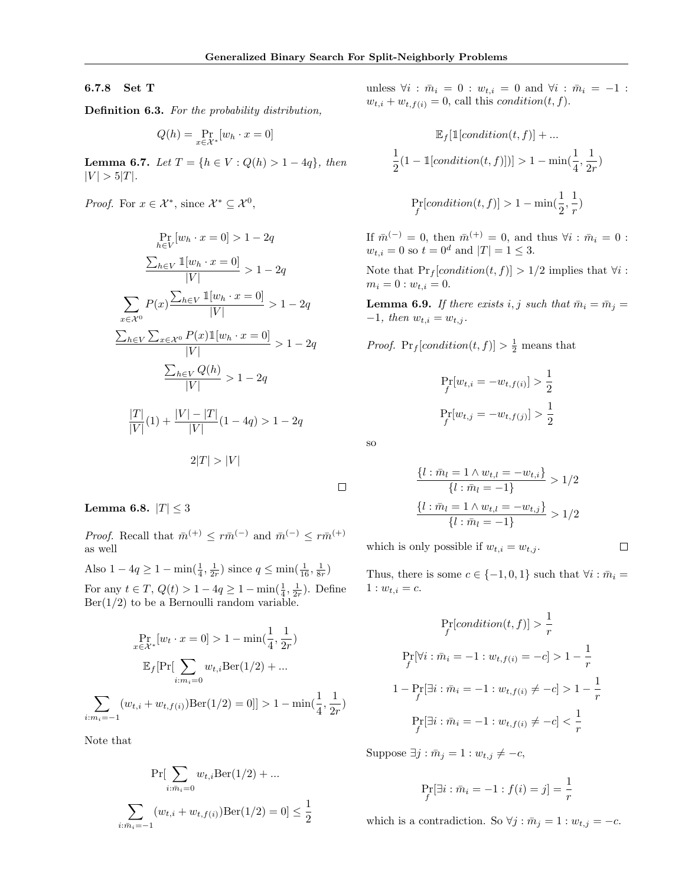#### 6.7.8 Set T

**Definition 6.3.** *For the probability distribution,*

$$Q(h) = \Pr_{x \in \mathcal{X}^*}[w_h \cdot x = 0]$$

**Lemma 6.7.** *Let $T = \{h \in V : Q(h) > 1 - 4q\}$, then $|V| > 5|T|$.*

*Proof.* For $x \in \mathcal{X}^*$, since $\mathcal{X}^* \subseteq \mathcal{X}^0$,

$$\Pr_{h \in V}[w_h \cdot x = 0] > 1 - 2q$$

$$\frac{\sum_{h \in V} \mathbb{1}[w_h \cdot x = 0]}{|V|} > 1 - 2q$$

$$\sum_{x \in \mathcal{X}^0} P(x) \frac{\sum_{h \in V} \mathbb{1}[w_h \cdot x = 0]}{|V|} > 1 - 2q$$

$$\frac{\sum_{h \in V} \sum_{x \in \mathcal{X}^0} P(x) \mathbb{1}[w_h \cdot x = 0]}{|V|} > 1 - 2q$$

$$\frac{\sum_{h \in V} Q(h)}{|V|} > 1 - 2q$$

$$\frac{|T|}{|V|}(1) + \frac{|V| - |T|}{|V|}(1 - 4q) > 1 - 2q$$

$$2|T| > |V|$$

□

**Lemma 6.8.** $|T| \leq 3$

*Proof.* Recall that $\bar{m}^{(+)} \leq r\bar{m}^{(-)}$ and $\bar{m}^{(-)} \leq r\bar{m}^{(+)}$ as well

Also $1 - 4q \geq 1 - \min(\frac{1}{4}, \frac{1}{2r})$ since $q \leq \min(\frac{1}{16}, \frac{1}{8r})$

For any $t \in T$, $Q(t) > 1 - 4q \geq 1 - \min(\frac{1}{4}, \frac{1}{2r})$. Define $\text{Ber}(1/2)$ to be a Bernoulli random variable.

$$\Pr_{x \in \mathcal{X}^*}[w_t \cdot x = 0] > 1 - \min(\frac{1}{4}, \frac{1}{2r})$$

$$\mathbb{E}_f[\Pr[\sum_{i:m_i=0} w_{t,i}\text{Ber}(1/2) + ...$$

$$\sum_{i:m_i=-1} (w_{t,i} + w_{t,f(i)})\text{Ber}(1/2) = 0]] > 1 - \min(\frac{1}{4}, \frac{1}{2r})$$

Note that

$$\Pr[\sum_{i:\bar{m}_i=0} w_{t,i}\text{Ber}(1/2) + ...$$

$$\sum_{i:\bar{m}_i=-1} (w_{t,i} + w_{t,f(i)})\text{Ber}(1/2) = 0] \leq \frac{1}{2}$$

unless $\forall i : \bar{m}_i = 0 : w_{t,i} = 0$ and $\forall i : \bar{m}_i = -1 : w_{t,i} + w_{t,f(i)} = 0$, call this *condition*$(t, f)$.

$$\mathbb{E}_f[\mathbb{1}[condition(t, f)] + ...$$

$$\frac{1}{2}(1 - \mathbb{1}[condition(t, f)])] > 1 - \min(\frac{1}{4}, \frac{1}{2r})$$

$$\Pr_f[condition(t, f)] > 1 - \min(\frac{1}{2}, \frac{1}{r})$$

If $\bar{m}^{(-)} = 0$, then $\bar{m}^{(+)} = 0$, and thus $\forall i : \bar{m}_i = 0 : w_{t,i} = 0$ so $t = 0^d$ and $|T| = 1 \leq 3$.

Note that $\Pr_f[condition(t, f)] > 1/2$ implies that $\forall i : m_i = 0 : w_{t,i} = 0$.

**Lemma 6.9.** *If there exists $i, j$ such that $\bar{m}_i = \bar{m}_j = -1$, then $w_{t,i} = w_{t,j}$.*

*Proof.* $\Pr_f[condition(t, f)] > \frac{1}{2}$ means that

$$\Pr_f[w_{t,i} = -w_{t,f(i)}] > \frac{1}{2}$$

$$\Pr_f[w_{t,j} = -w_{t,f(j)}] > \frac{1}{2}$$

so

$$\frac{\{l : \bar{m}_l = 1 \land w_{t,l} = -w_{t,i}\}}{\{l : \bar{m}_l = -1\}} > 1/2$$

$$\frac{\{l : \bar{m}_l = 1 \land w_{t,l} = -w_{t,j}\}}{\{l : \bar{m}_l = -1\}} > 1/2$$

which is only possible if $w_{t,i} = w_{t,j}$. □

Thus, there is some $c \in \{-1, 0, 1\}$ such that $\forall i : \bar{m}_i = 1 : w_{t,i} = c$.

$$\Pr_f[condition(t, f)] > \frac{1}{r}$$

$$\Pr_f[\forall i : \bar{m}_i = -1 : w_{t,f(i)} = -c] > 1 - \frac{1}{r}$$

$$1 - \Pr_f[\exists i : \bar{m}_i = -1 : w_{t,f(i)} \neq -c] > 1 - \frac{1}{r}$$

$$\Pr_f[\exists i : \bar{m}_i = -1 : w_{t,f(i)} \neq -c] < \frac{1}{r}$$

Suppose $\exists j : \bar{m}_j = 1 : w_{t,j} \neq -c$,

$$\Pr_f[\exists i : \bar{m}_i = -1 : f(i) = j] = \frac{1}{r}$$

which is a contradiction. So $\forall j : \bar{m}_j = 1 : w_{t,j} = -c$.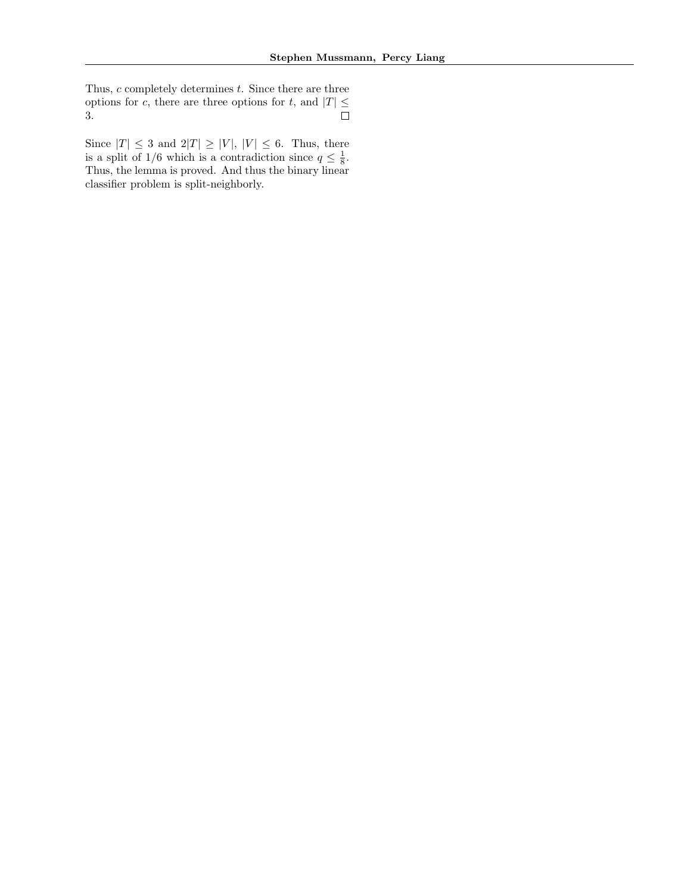Thus, $c$ completely determines $t$. Since there are three options for $c$, there are three options for $t$, and $|T| \leq 3$. □

Since $|T| \leq 3$ and $2|T| \geq |V|$, $|V| \leq 6$. Thus, there is a split of $1/6$ which is a contradiction since $q \leq \frac{1}{8}$. Thus, the lemma is proved. And thus the binary linear classifier problem is split-neighborly.